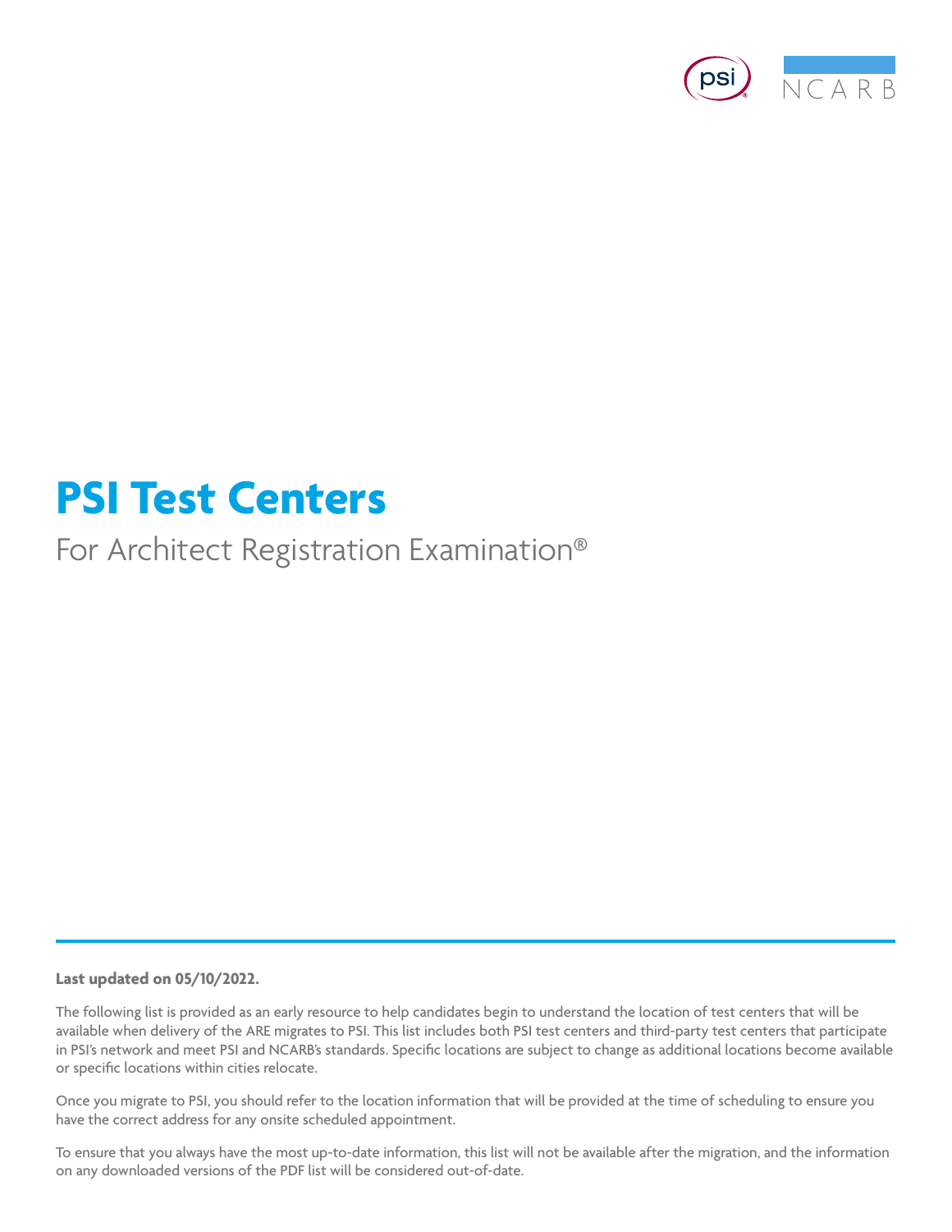# PSI Test Centers

For Architect Registration Examination®

**Last updated on 05/10/2022.**

The following list is provided as an early resource to help candidates begin to understand the location of test centers that will be available when delivery of the ARE migrates to PSI. This list includes both PSI test centers and third-party test centers that participate in PSI's network and meet PSI and NCARB's standards. Specific locations are subject to change as additional locations become available or specific locations within cities relocate.

Once you migrate to PSI, you should refer to the location information that will be provided at the time of scheduling to ensure you have the correct address for any onsite scheduled appointment.

To ensure that you always have the most up-to-date information, this list will not be available after the migration, and the information on any downloaded versions of the PDF list will be considered out-of-date.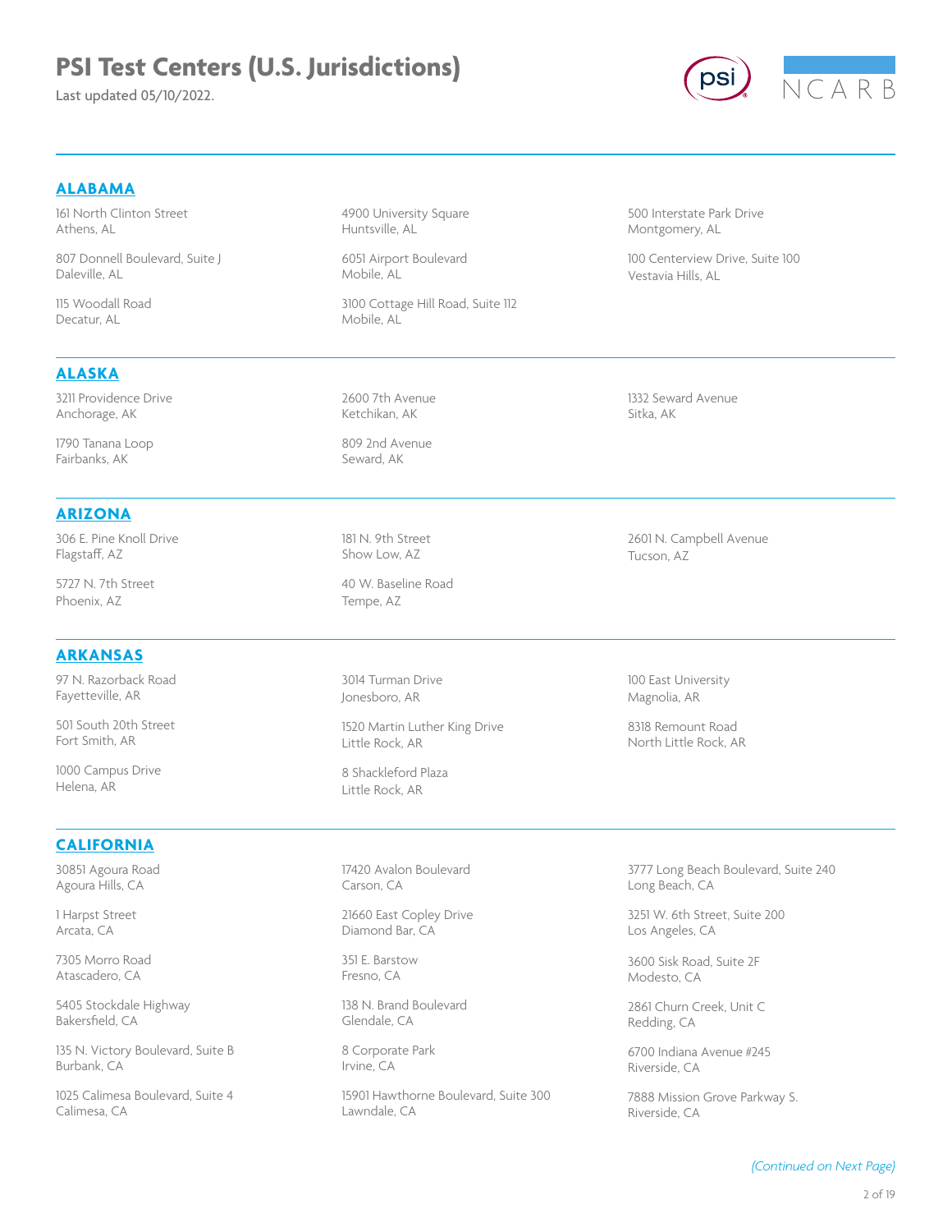# PSI Test Centers (U.S. Jurisdictions)

Last updated 05/10/2022.

## ALABAMA

161 North Clinton Street
Athens, AL

807 Donnell Boulevard, Suite J
Daleville, AL

115 Woodall Road
Decatur, AL

4900 University Square
Huntsville, AL

6051 Airport Boulevard
Mobile, AL

3100 Cottage Hill Road, Suite 112
Mobile, AL

500 Interstate Park Drive
Montgomery, AL

100 Centerview Drive, Suite 100
Vestavia Hills, AL

## ALASKA

3211 Providence Drive
Anchorage, AK

1790 Tanana Loop
Fairbanks, AK

2600 7th Avenue
Ketchikan, AK

809 2nd Avenue
Seward, AK

1332 Seward Avenue
Sitka, AK

## ARIZONA

306 E. Pine Knoll Drive
Flagstaff, AZ

5727 N. 7th Street
Phoenix, AZ

181 N. 9th Street
Show Low, AZ

40 W. Baseline Road
Tempe, AZ

2601 N. Campbell Avenue
Tucson, AZ

## ARKANSAS

97 N. Razorback Road
Fayetteville, AR

501 South 20th Street
Fort Smith, AR

1000 Campus Drive
Helena, AR

3014 Turman Drive
Jonesboro, AR

1520 Martin Luther King Drive
Little Rock, AR

8 Shackleford Plaza
Little Rock, AR

100 East University
Magnolia, AR

8318 Remount Road
North Little Rock, AR

## CALIFORNIA

30851 Agoura Road
Agoura Hills, CA

1 Harpst Street
Arcata, CA

7305 Morro Road
Atascadero, CA

5405 Stockdale Highway
Bakersfield, CA

135 N. Victory Boulevard, Suite B
Burbank, CA

1025 Calimesa Boulevard, Suite 4
Calimesa, CA

17420 Avalon Boulevard
Carson, CA

21660 East Copley Drive
Diamond Bar, CA

351 E. Barstow
Fresno, CA

138 N. Brand Boulevard
Glendale, CA

8 Corporate Park
Irvine, CA

15901 Hawthorne Boulevard, Suite 300
Lawndale, CA

3777 Long Beach Boulevard, Suite 240
Long Beach, CA

3251 W. 6th Street, Suite 200
Los Angeles, CA

3600 Sisk Road, Suite 2F
Modesto, CA

2861 Churn Creek, Unit C
Redding, CA

6700 Indiana Avenue #245
Riverside, CA

7888 Mission Grove Parkway S.
Riverside, CA

*(Continued on Next Page)*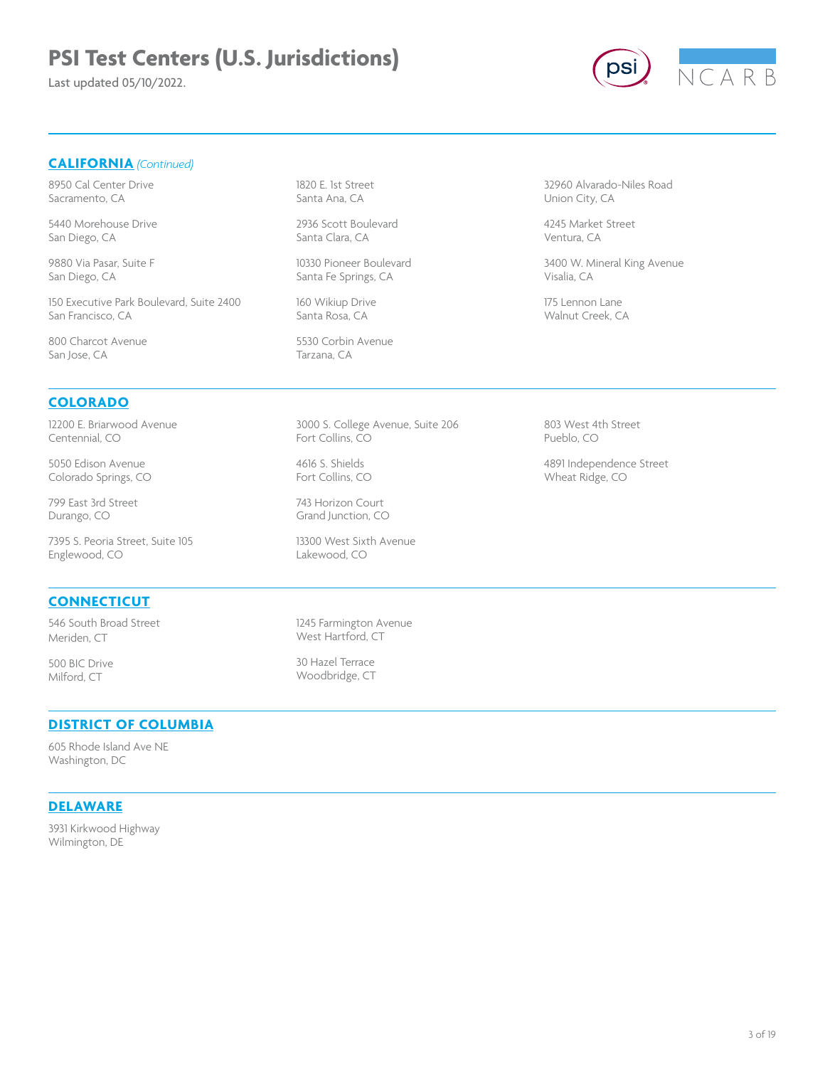# PSI Test Centers (U.S. Jurisdictions)

Last updated 05/10/2022.

## CALIFORNIA *(Continued)*

8950 Cal Center Drive
Sacramento, CA

5440 Morehouse Drive
San Diego, CA

9880 Via Pasar, Suite F
San Diego, CA

150 Executive Park Boulevard, Suite 2400
San Francisco, CA

800 Charcot Avenue
San Jose, CA

1820 E. 1st Street
Santa Ana, CA

2936 Scott Boulevard
Santa Clara, CA

10330 Pioneer Boulevard
Santa Fe Springs, CA

160 Wikiup Drive
Santa Rosa, CA

5530 Corbin Avenue
Tarzana, CA

32960 Alvarado-Niles Road
Union City, CA

4245 Market Street
Ventura, CA

3400 W. Mineral King Avenue
Visalia, CA

175 Lennon Lane
Walnut Creek, CA

## COLORADO

12200 E. Briarwood Avenue
Centennial, CO

5050 Edison Avenue
Colorado Springs, CO

799 East 3rd Street
Durango, CO

7395 S. Peoria Street, Suite 105
Englewood, CO

3000 S. College Avenue, Suite 206
Fort Collins, CO

4616 S. Shields
Fort Collins, CO

743 Horizon Court
Grand Junction, CO

13300 West Sixth Avenue
Lakewood, CO

803 West 4th Street
Pueblo, CO

4891 Independence Street
Wheat Ridge, CO

## CONNECTICUT

546 South Broad Street
Meriden, CT

500 BIC Drive
Milford, CT

1245 Farmington Avenue
West Hartford, CT

30 Hazel Terrace
Woodbridge, CT

## DISTRICT OF COLUMBIA

605 Rhode Island Ave NE
Washington, DC

## DELAWARE

3931 Kirkwood Highway
Wilmington, DE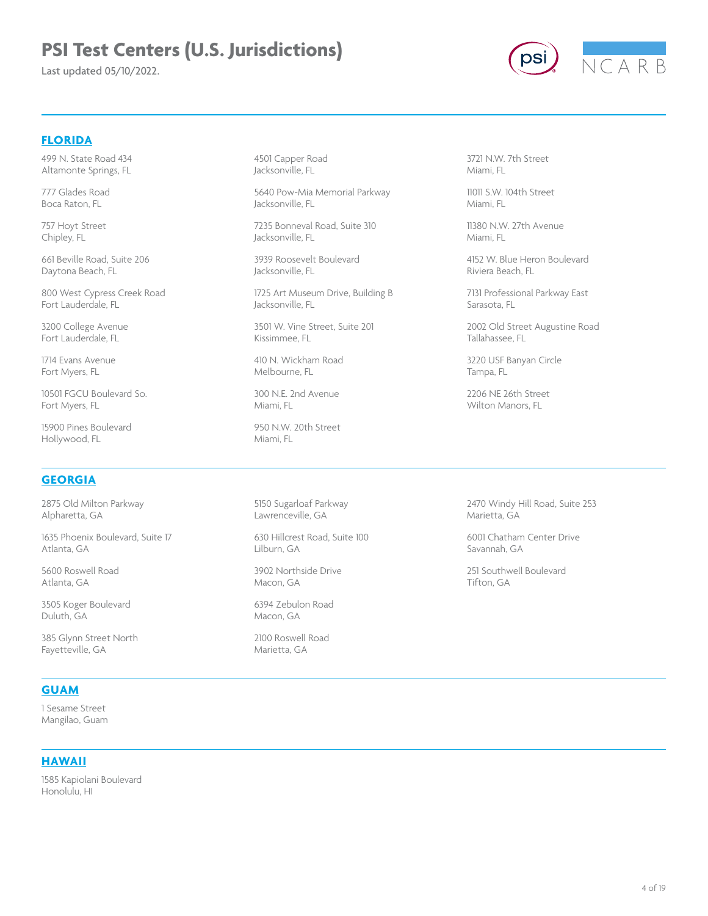# PSI Test Centers (U.S. Jurisdictions)

Last updated 05/10/2022.

## FLORIDA

499 N. State Road 434
Altamonte Springs, FL

777 Glades Road
Boca Raton, FL

757 Hoyt Street
Chipley, FL

661 Beville Road, Suite 206
Daytona Beach, FL

800 West Cypress Creek Road
Fort Lauderdale, FL

3200 College Avenue
Fort Lauderdale, FL

1714 Evans Avenue
Fort Myers, FL

10501 FGCU Boulevard So.
Fort Myers, FL

15900 Pines Boulevard
Hollywood, FL

4501 Capper Road
Jacksonville, FL

5640 Pow-Mia Memorial Parkway
Jacksonville, FL

7235 Bonneval Road, Suite 310
Jacksonville, FL

3939 Roosevelt Boulevard
Jacksonville, FL

1725 Art Museum Drive, Building B
Jacksonville, FL

3501 W. Vine Street, Suite 201
Kissimmee, FL

410 N. Wickham Road
Melbourne, FL

300 N.E. 2nd Avenue
Miami, FL

950 N.W. 20th Street
Miami, FL

3721 N.W. 7th Street
Miami, FL

11011 S.W. 104th Street
Miami, FL

11380 N.W. 27th Avenue
Miami, FL

4152 W. Blue Heron Boulevard
Riviera Beach, FL

7131 Professional Parkway East
Sarasota, FL

2002 Old Street Augustine Road
Tallahassee, FL

3220 USF Banyan Circle
Tampa, FL

2206 NE 26th Street
Wilton Manors, FL

## GEORGIA

2875 Old Milton Parkway
Alpharetta, GA

1635 Phoenix Boulevard, Suite 17
Atlanta, GA

5600 Roswell Road
Atlanta, GA

3505 Koger Boulevard
Duluth, GA

385 Glynn Street North
Fayetteville, GA

5150 Sugarloaf Parkway
Lawrenceville, GA

630 Hillcrest Road, Suite 100
Lilburn, GA

3902 Northside Drive
Macon, GA

6394 Zebulon Road
Macon, GA

2100 Roswell Road
Marietta, GA

2470 Windy Hill Road, Suite 253
Marietta, GA

6001 Chatham Center Drive
Savannah, GA

251 Southwell Boulevard
Tifton, GA

## GUAM

1 Sesame Street
Mangilao, Guam

## HAWAII

1585 Kapiolani Boulevard
Honolulu, HI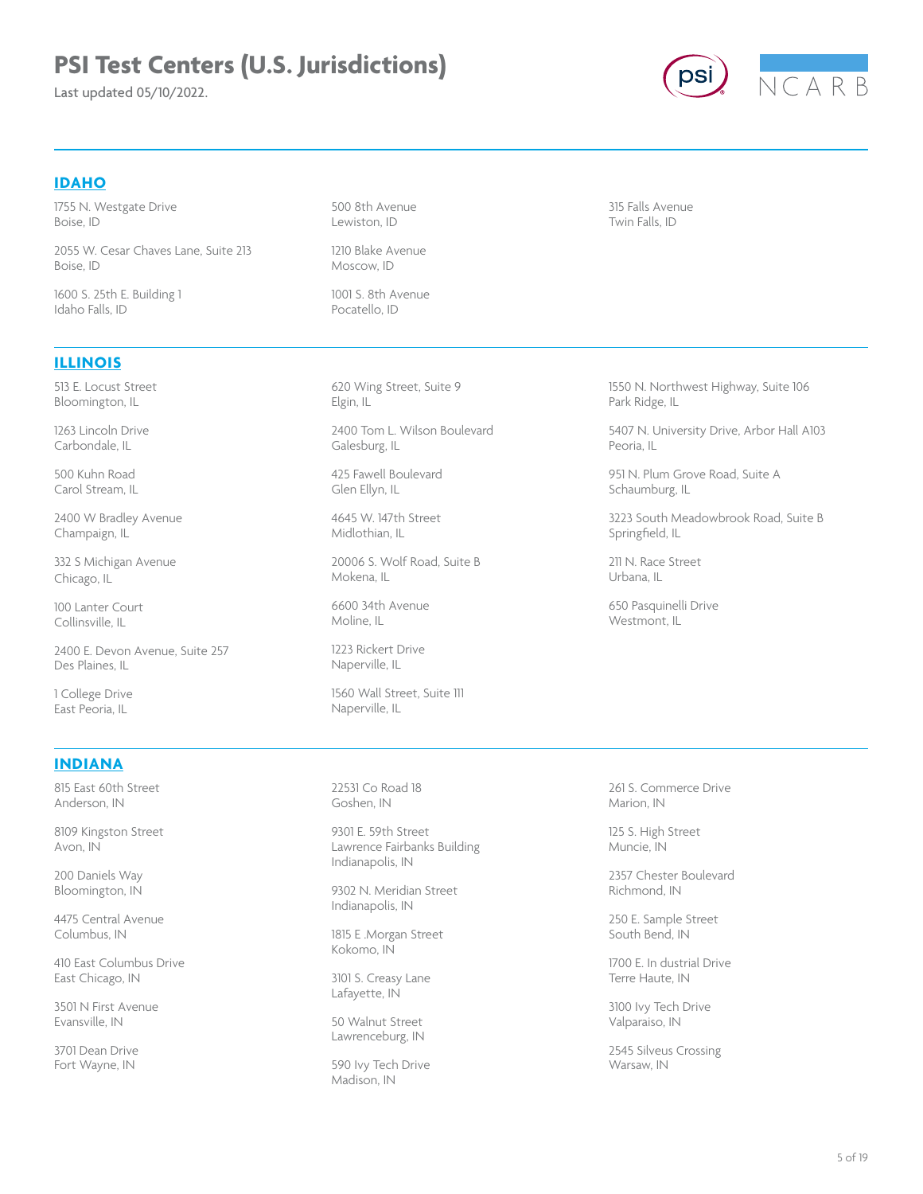# PSI Test Centers (U.S. Jurisdictions)

Last updated 05/10/2022.

## IDAHO

1755 N. Westgate Drive
Boise, ID

2055 W. Cesar Chaves Lane, Suite 213
Boise, ID

1600 S. 25th E. Building 1
Idaho Falls, ID

500 8th Avenue
Lewiston, ID

1210 Blake Avenue
Moscow, ID

1001 S. 8th Avenue
Pocatello, ID

315 Falls Avenue
Twin Falls, ID

## ILLINOIS

513 E. Locust Street
Bloomington, IL

1263 Lincoln Drive
Carbondale, IL

500 Kuhn Road
Carol Stream, IL

2400 W Bradley Avenue
Champaign, IL

332 S Michigan Avenue
Chicago, IL

100 Lanter Court
Collinsville, IL

2400 E. Devon Avenue, Suite 257
Des Plaines, IL

1 College Drive
East Peoria, IL

620 Wing Street, Suite 9
Elgin, IL

2400 Tom L. Wilson Boulevard
Galesburg, IL

425 Fawell Boulevard
Glen Ellyn, IL

4645 W. 147th Street
Midlothian, IL

20006 S. Wolf Road, Suite B
Mokena, IL

6600 34th Avenue
Moline, IL

1223 Rickert Drive
Naperville, IL

1560 Wall Street, Suite 111
Naperville, IL

1550 N. Northwest Highway, Suite 106
Park Ridge, IL

5407 N. University Drive, Arbor Hall A103
Peoria, IL

951 N. Plum Grove Road, Suite A
Schaumburg, IL

3223 South Meadowbrook Road, Suite B
Springfield, IL

211 N. Race Street
Urbana, IL

650 Pasquinelli Drive
Westmont, IL

## INDIANA

815 East 60th Street
Anderson, IN

8109 Kingston Street
Avon, IN

200 Daniels Way
Bloomington, IN

4475 Central Avenue
Columbus, IN

410 East Columbus Drive
East Chicago, IN

3501 N First Avenue
Evansville, IN

3701 Dean Drive
Fort Wayne, IN

22531 Co Road 18
Goshen, IN

9301 E. 59th Street
Lawrence Fairbanks Building
Indianapolis, IN

9302 N. Meridian Street
Indianapolis, IN

1815 E .Morgan Street
Kokomo, IN

3101 S. Creasy Lane
Lafayette, IN

50 Walnut Street
Lawrenceburg, IN

590 Ivy Tech Drive
Madison, IN

261 S. Commerce Drive
Marion, IN

125 S. High Street
Muncie, IN

2357 Chester Boulevard
Richmond, IN

250 E. Sample Street
South Bend, IN

1700 E. In dustrial Drive
Terre Haute, IN

3100 Ivy Tech Drive
Valparaiso, IN

2545 Silveus Crossing
Warsaw, IN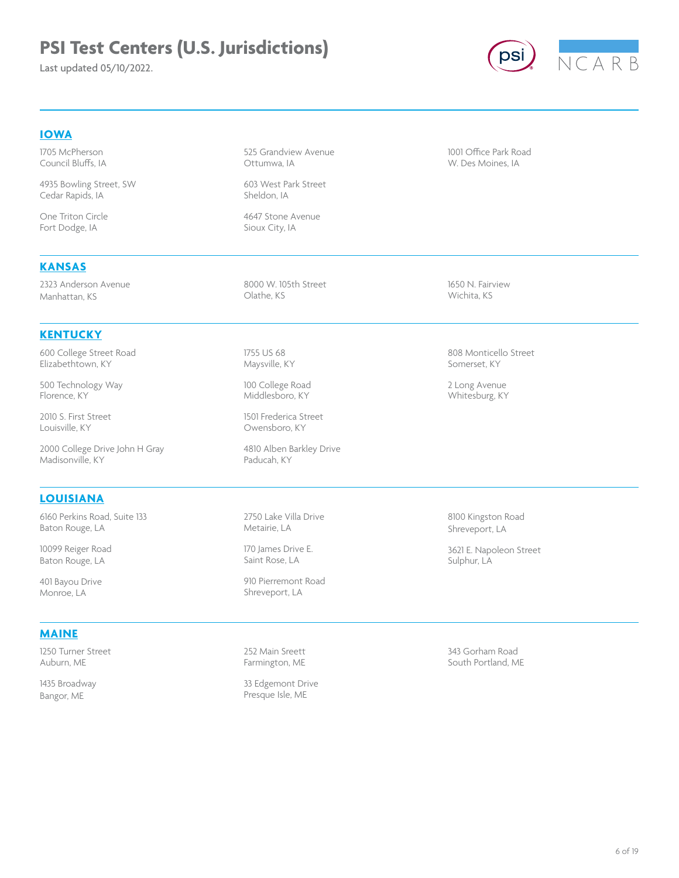# PSI Test Centers (U.S. Jurisdictions)

Last updated 05/10/2022.

## IOWA

1705 McPherson
Council Bluffs, IA

4935 Bowling Street, SW
Cedar Rapids, IA

One Triton Circle
Fort Dodge, IA

525 Grandview Avenue
Ottumwa, IA

603 West Park Street
Sheldon, IA

4647 Stone Avenue
Sioux City, IA

1001 Office Park Road
W. Des Moines, IA

## KANSAS

2323 Anderson Avenue
Manhattan, KS

8000 W. 105th Street
Olathe, KS

1650 N. Fairview
Wichita, KS

## KENTUCKY

600 College Street Road
Elizabethtown, KY

500 Technology Way
Florence, KY

2010 S. First Street
Louisville, KY

2000 College Drive John H Gray
Madisonville, KY

1755 US 68
Maysville, KY

100 College Road
Middlesboro, KY

1501 Frederica Street
Owensboro, KY

4810 Alben Barkley Drive
Paducah, KY

808 Monticello Street
Somerset, KY

2 Long Avenue
Whitesburg, KY

## LOUISIANA

6160 Perkins Road, Suite 133
Baton Rouge, LA

10099 Reiger Road
Baton Rouge, LA

401 Bayou Drive
Monroe, LA

2750 Lake Villa Drive
Metairie, LA

170 James Drive E.
Saint Rose, LA

910 Pierremont Road
Shreveport, LA

8100 Kingston Road
Shreveport, LA

3621 E. Napoleon Street
Sulphur, LA

## MAINE

1250 Turner Street
Auburn, ME

1435 Broadway
Bangor, ME

252 Main Sreett
Farmington, ME

33 Edgemont Drive
Presque Isle, ME

343 Gorham Road
South Portland, ME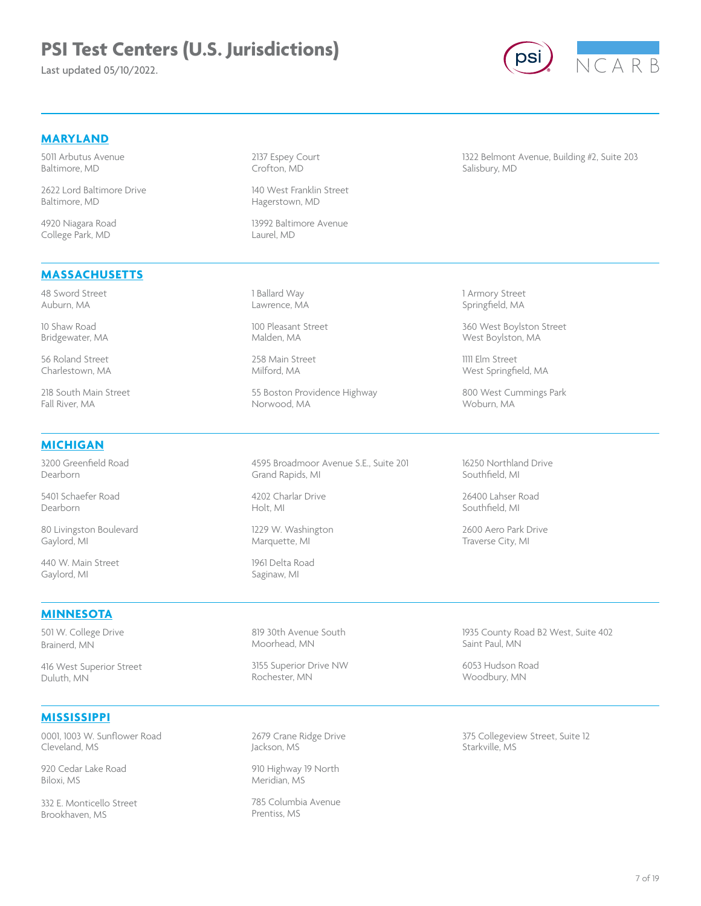# PSI Test Centers (U.S. Jurisdictions)

Last updated 05/10/2022.

## MARYLAND

5011 Arbutus Avenue
Baltimore, MD

2622 Lord Baltimore Drive
Baltimore, MD

4920 Niagara Road
College Park, MD

2137 Espey Court
Crofton, MD

140 West Franklin Street
Hagerstown, MD

13992 Baltimore Avenue
Laurel, MD

1322 Belmont Avenue, Building #2, Suite 203
Salisbury, MD

## MASSACHUSETTS

48 Sword Street
Auburn, MA

10 Shaw Road
Bridgewater, MA

56 Roland Street
Charlestown, MA

218 South Main Street
Fall River, MA

1 Ballard Way
Lawrence, MA

100 Pleasant Street
Malden, MA

258 Main Street
Milford, MA

55 Boston Providence Highway
Norwood, MA

1 Armory Street
Springfield, MA

360 West Boylston Street
West Boylston, MA

1111 Elm Street
West Springfield, MA

800 West Cummings Park
Woburn, MA

## MICHIGAN

3200 Greenfield Road
Dearborn

5401 Schaefer Road
Dearborn

80 Livingston Boulevard
Gaylord, MI

440 W. Main Street
Gaylord, MI

4595 Broadmoor Avenue S.E., Suite 201
Grand Rapids, MI

4202 Charlar Drive
Holt, MI

1229 W. Washington
Marquette, MI

1961 Delta Road
Saginaw, MI

16250 Northland Drive
Southfield, MI

26400 Lahser Road
Southfield, MI

2600 Aero Park Drive
Traverse City, MI

## MINNESOTA

501 W. College Drive
Brainerd, MN

416 West Superior Street
Duluth, MN

819 30th Avenue South
Moorhead, MN

3155 Superior Drive NW
Rochester, MN

1935 County Road B2 West, Suite 402
Saint Paul, MN

6053 Hudson Road
Woodbury, MN

## MISSISSIPPI

0001, 1003 W. Sunflower Road
Cleveland, MS

920 Cedar Lake Road
Biloxi, MS

332 E. Monticello Street
Brookhaven, MS

2679 Crane Ridge Drive
Jackson, MS

910 Highway 19 North
Meridian, MS

785 Columbia Avenue
Prentiss, MS

375 Collegeview Street, Suite 12
Starkville, MS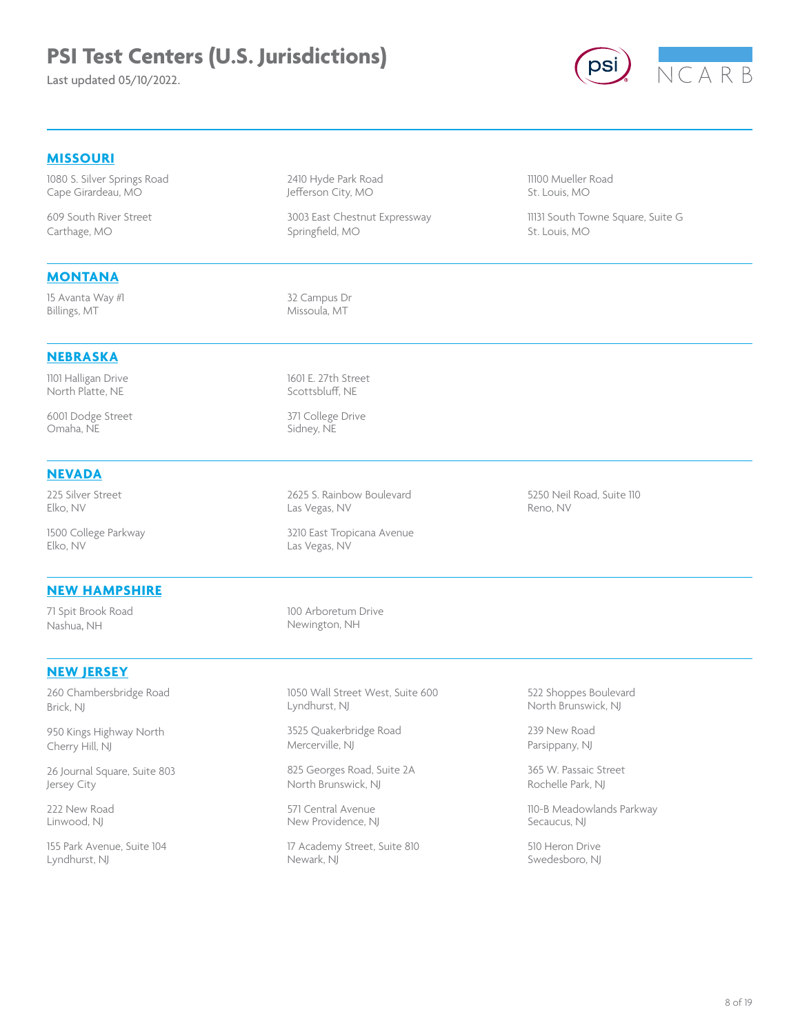# PSI Test Centers (U.S. Jurisdictions)

Last updated 05/10/2022.

## MISSOURI

1080 S. Silver Springs Road
Cape Girardeau, MO

609 South River Street
Carthage, MO

2410 Hyde Park Road
Jefferson City, MO

3003 East Chestnut Expressway
Springfield, MO

11100 Mueller Road
St. Louis, MO

11131 South Towne Square, Suite G
St. Louis, MO

## MONTANA

15 Avanta Way #1
Billings, MT

32 Campus Dr
Missoula, MT

## NEBRASKA

1101 Halligan Drive
North Platte, NE

6001 Dodge Street
Omaha, NE

1601 E. 27th Street
Scottsbluff, NE

371 College Drive
Sidney, NE

## NEVADA

225 Silver Street
Elko, NV

1500 College Parkway
Elko, NV

2625 S. Rainbow Boulevard
Las Vegas, NV

3210 East Tropicana Avenue
Las Vegas, NV

5250 Neil Road, Suite 110
Reno, NV

## NEW HAMPSHIRE

71 Spit Brook Road
Nashua, NH

100 Arboretum Drive
Newington, NH

## NEW JERSEY

260 Chambersbridge Road
Brick, NJ

950 Kings Highway North
Cherry Hill, NJ

26 Journal Square, Suite 803
Jersey City

222 New Road
Linwood, NJ

155 Park Avenue, Suite 104
Lyndhurst, NJ

1050 Wall Street West, Suite 600
Lyndhurst, NJ

3525 Quakerbridge Road
Mercerville, NJ

825 Georges Road, Suite 2A
North Brunswick, NJ

571 Central Avenue
New Providence, NJ

17 Academy Street, Suite 810
Newark, NJ

522 Shoppes Boulevard
North Brunswick, NJ

239 New Road
Parsippany, NJ

365 W. Passaic Street
Rochelle Park, NJ

110-B Meadowlands Parkway
Secaucus, NJ

510 Heron Drive
Swedesboro, NJ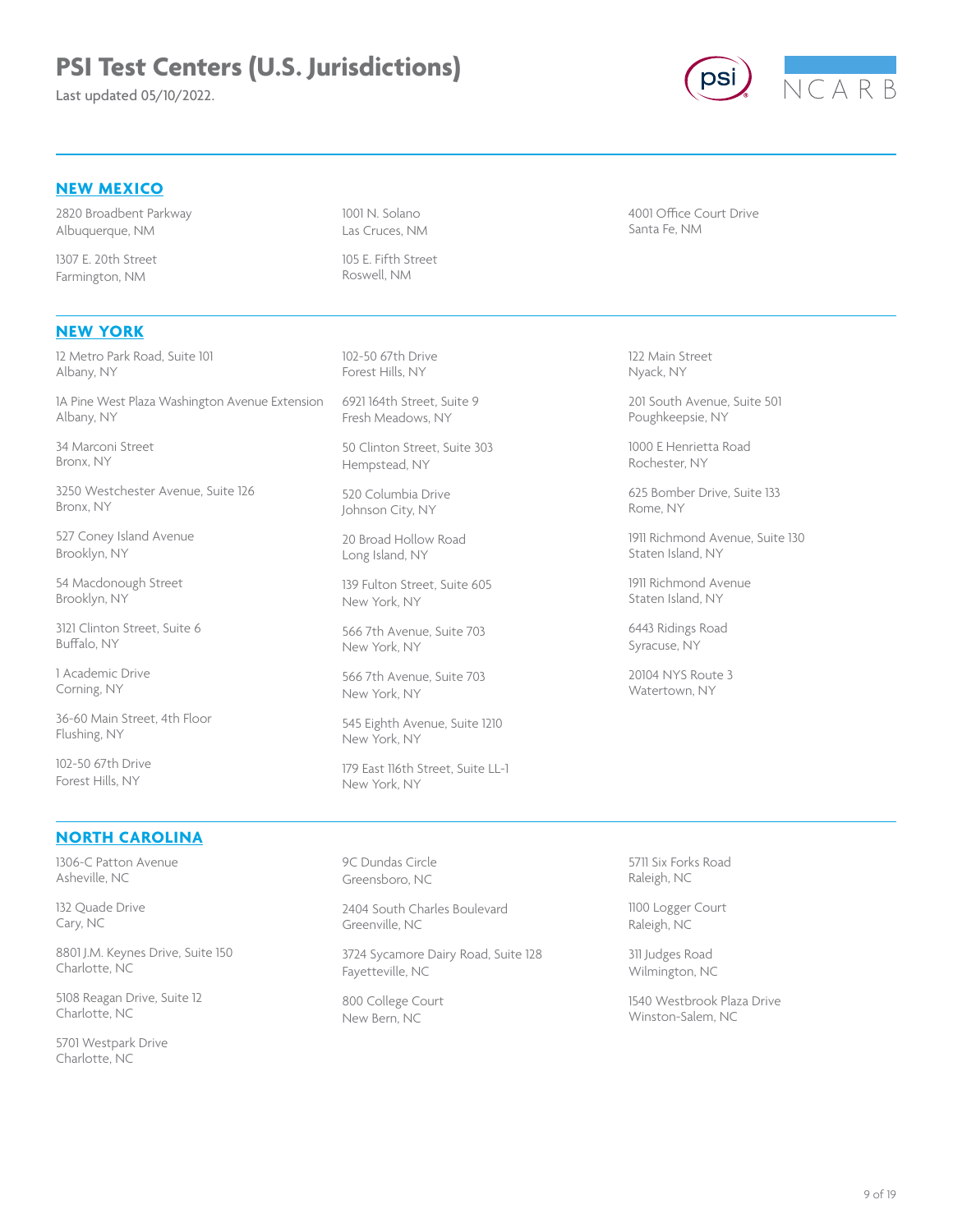# PSI Test Centers (U.S. Jurisdictions)

Last updated 05/10/2022.

## NEW MEXICO

2820 Broadbent Parkway
Albuquerque, NM

1307 E. 20th Street
Farmington, NM

1001 N. Solano
Las Cruces, NM

105 E. Fifth Street
Roswell, NM

4001 Office Court Drive
Santa Fe, NM

## NEW YORK

12 Metro Park Road, Suite 101
Albany, NY

1A Pine West Plaza Washington Avenue Extension
Albany, NY

34 Marconi Street
Bronx, NY

3250 Westchester Avenue, Suite 126
Bronx, NY

527 Coney Island Avenue
Brooklyn, NY

54 Macdonough Street
Brooklyn, NY

3121 Clinton Street, Suite 6
Buffalo, NY

1 Academic Drive
Corning, NY

36-60 Main Street, 4th Floor
Flushing, NY

102-50 67th Drive
Forest Hills, NY

102-50 67th Drive
Forest Hills, NY

6921 164th Street, Suite 9
Fresh Meadows, NY

50 Clinton Street, Suite 303
Hempstead, NY

520 Columbia Drive
Johnson City, NY

20 Broad Hollow Road
Long Island, NY

139 Fulton Street, Suite 605
New York, NY

566 7th Avenue, Suite 703
New York, NY

566 7th Avenue, Suite 703
New York, NY

545 Eighth Avenue, Suite 1210
New York, NY

179 East 116th Street, Suite LL-1
New York, NY

122 Main Street
Nyack, NY

201 South Avenue, Suite 501
Poughkeepsie, NY

1000 E Henrietta Road
Rochester, NY

625 Bomber Drive, Suite 133
Rome, NY

1911 Richmond Avenue, Suite 130
Staten Island, NY

1911 Richmond Avenue
Staten Island, NY

6443 Ridings Road
Syracuse, NY

20104 NYS Route 3
Watertown, NY

## NORTH CAROLINA

1306-C Patton Avenue
Asheville, NC

132 Quade Drive
Cary, NC

8801 J.M. Keynes Drive, Suite 150
Charlotte, NC

5108 Reagan Drive, Suite 12
Charlotte, NC

5701 Westpark Drive
Charlotte, NC

9C Dundas Circle
Greensboro, NC

2404 South Charles Boulevard
Greenville, NC

3724 Sycamore Dairy Road, Suite 128
Fayetteville, NC

800 College Court
New Bern, NC

5711 Six Forks Road
Raleigh, NC

1100 Logger Court
Raleigh, NC

311 Judges Road
Wilmington, NC

1540 Westbrook Plaza Drive
Winston-Salem, NC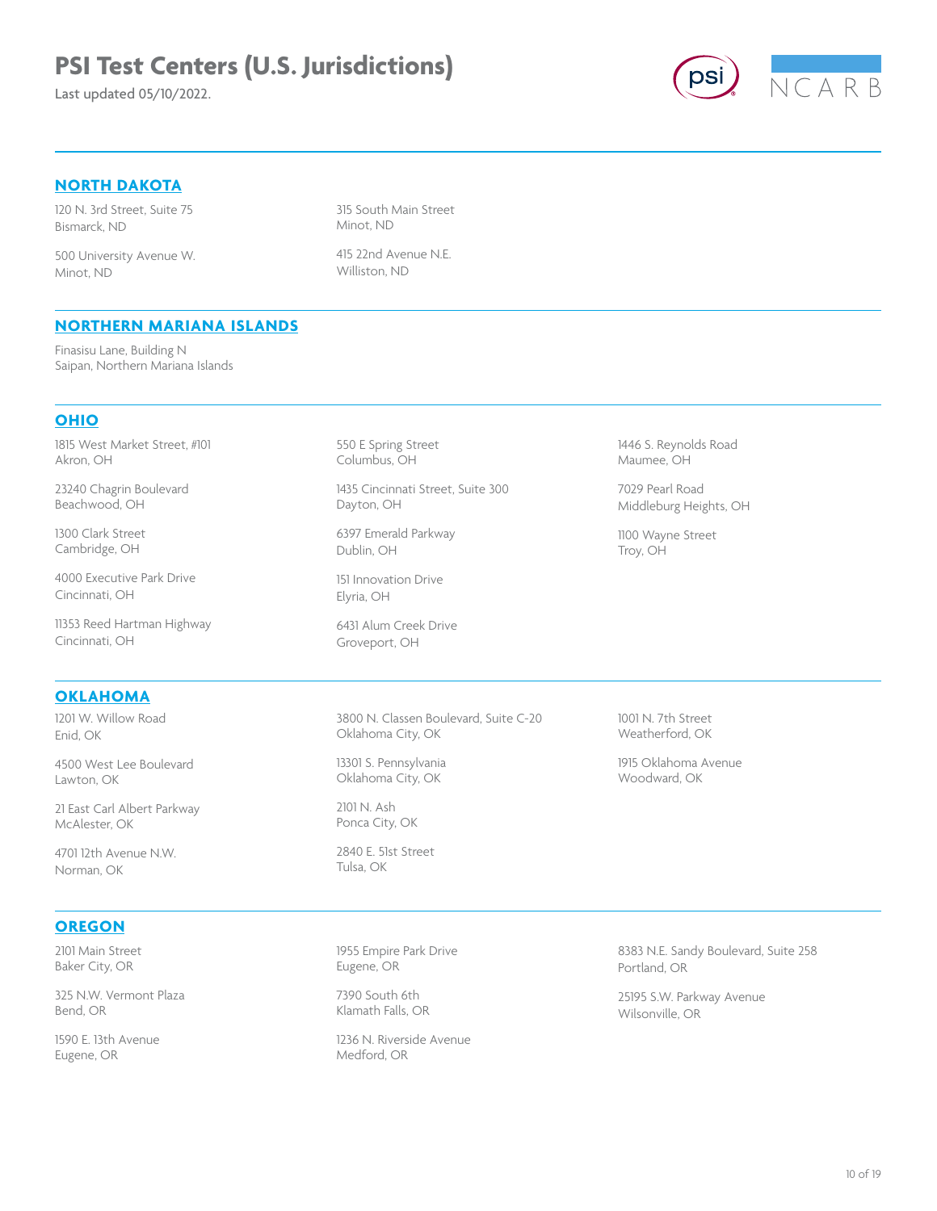# PSI Test Centers (U.S. Jurisdictions)

Last updated 05/10/2022.

## NORTH DAKOTA

120 N. 3rd Street, Suite 75
Bismarck, ND

500 University Avenue W.
Minot, ND

315 South Main Street
Minot, ND

415 22nd Avenue N.E.
Williston, ND

## NORTHERN MARIANA ISLANDS

Finasisu Lane, Building N
Saipan, Northern Mariana Islands

## OHIO

1815 West Market Street, #101
Akron, OH

23240 Chagrin Boulevard
Beachwood, OH

1300 Clark Street
Cambridge, OH

4000 Executive Park Drive
Cincinnati, OH

11353 Reed Hartman Highway
Cincinnati, OH

550 E Spring Street
Columbus, OH

1435 Cincinnati Street, Suite 300
Dayton, OH

6397 Emerald Parkway
Dublin, OH

151 Innovation Drive
Elyria, OH

6431 Alum Creek Drive
Groveport, OH

1446 S. Reynolds Road
Maumee, OH

7029 Pearl Road
Middleburg Heights, OH

1100 Wayne Street
Troy, OH

## OKLAHOMA

1201 W. Willow Road
Enid, OK

4500 West Lee Boulevard
Lawton, OK

21 East Carl Albert Parkway
McAlester, OK

4701 12th Avenue N.W.
Norman, OK

3800 N. Classen Boulevard, Suite C-20
Oklahoma City, OK

13301 S. Pennsylvania
Oklahoma City, OK

2101 N. Ash
Ponca City, OK

2840 E. 51st Street
Tulsa, OK

1001 N. 7th Street
Weatherford, OK

1915 Oklahoma Avenue
Woodward, OK

## OREGON

2101 Main Street
Baker City, OR

325 N.W. Vermont Plaza
Bend, OR

1590 E. 13th Avenue
Eugene, OR

1955 Empire Park Drive
Eugene, OR

7390 South 6th
Klamath Falls, OR

1236 N. Riverside Avenue
Medford, OR

8383 N.E. Sandy Boulevard, Suite 258
Portland, OR

25195 S.W. Parkway Avenue
Wilsonville, OR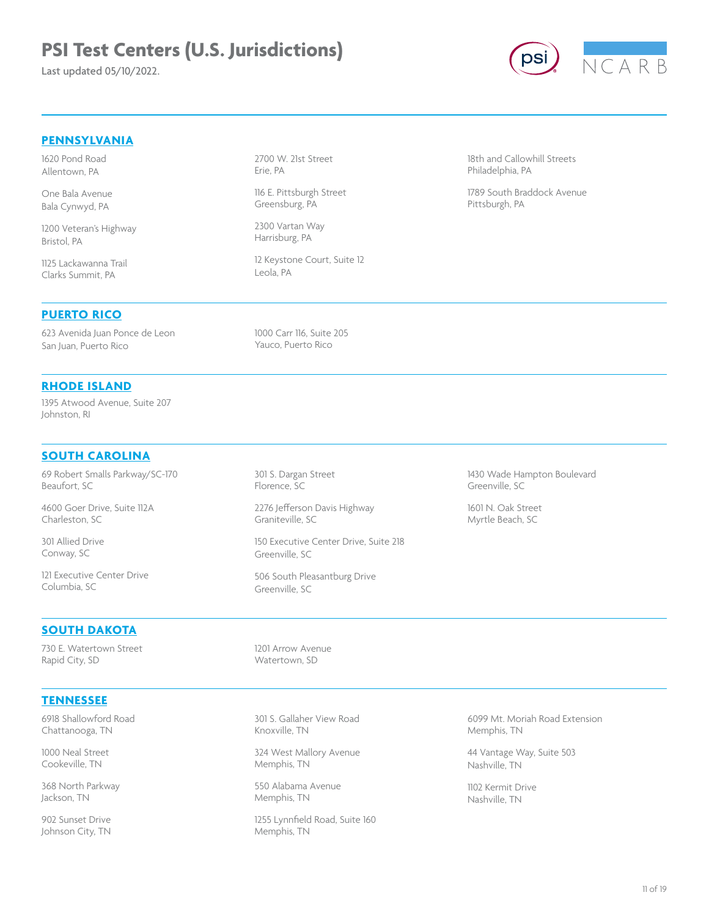# PSI Test Centers (U.S. Jurisdictions)

Last updated 05/10/2022.

## PENNSYLVANIA

1620 Pond Road
Allentown, PA

One Bala Avenue
Bala Cynwyd, PA

1200 Veteran's Highway
Bristol, PA

1125 Lackawanna Trail
Clarks Summit, PA

2700 W. 21st Street
Erie, PA

116 E. Pittsburgh Street
Greensburg, PA

2300 Vartan Way
Harrisburg, PA

12 Keystone Court, Suite 12
Leola, PA

18th and Callowhill Streets
Philadelphia, PA

1789 South Braddock Avenue
Pittsburgh, PA

## PUERTO RICO

623 Avenida Juan Ponce de Leon
San Juan, Puerto Rico

1000 Carr 116, Suite 205
Yauco, Puerto Rico

## RHODE ISLAND

1395 Atwood Avenue, Suite 207
Johnston, RI

## SOUTH CAROLINA

69 Robert Smalls Parkway/SC-170
Beaufort, SC

4600 Goer Drive, Suite 112A
Charleston, SC

301 Allied Drive
Conway, SC

121 Executive Center Drive
Columbia, SC

301 S. Dargan Street
Florence, SC

2276 Jefferson Davis Highway
Graniteville, SC

150 Executive Center Drive, Suite 218
Greenville, SC

506 South Pleasantburg Drive
Greenville, SC

1430 Wade Hampton Boulevard
Greenville, SC

1601 N. Oak Street
Myrtle Beach, SC

## SOUTH DAKOTA

730 E. Watertown Street
Rapid City, SD

1201 Arrow Avenue
Watertown, SD

## TENNESSEE

6918 Shallowford Road
Chattanooga, TN

1000 Neal Street
Cookeville, TN

368 North Parkway
Jackson, TN

902 Sunset Drive
Johnson City, TN

301 S. Gallaher View Road
Knoxville, TN

324 West Mallory Avenue
Memphis, TN

550 Alabama Avenue
Memphis, TN

1255 Lynnfield Road, Suite 160
Memphis, TN

6099 Mt. Moriah Road Extension
Memphis, TN

44 Vantage Way, Suite 503
Nashville, TN

1102 Kermit Drive
Nashville, TN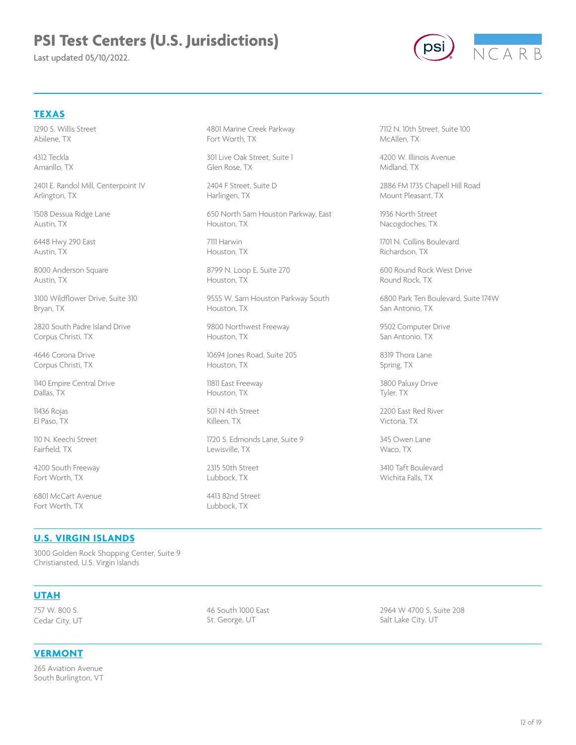# PSI Test Centers (U.S. Jurisdictions)

Last updated 05/10/2022.

## TEXAS

1290 S. Willis Street
Abilene, TX

4312 Teckla
Amarillo, TX

2401 E. Randol Mill, Centerpoint IV
Arlington, TX

1508 Dessua Ridge Lane
Austin, TX

6448 Hwy 290 East
Austin, TX

8000 Anderson Square
Austin, TX

3100 Wildflower Drive, Suite 310
Bryan, TX

2820 South Padre Island Drive
Corpus Christi, TX

4646 Corona Drive
Corpus Christi, TX

1140 Empire Central Drive
Dallas, TX

11436 Rojas
El Paso, TX

110 N. Keechi Street
Fairfield, TX

4200 South Freeway
Fort Worth, TX

6801 McCart Avenue
Fort Worth, TX

4801 Marine Creek Parkway
Fort Worth, TX

301 Live Oak Street, Suite 1
Glen Rose, TX

2404 F Street, Suite D
Harlingen, TX

650 North Sam Houston Parkway, East
Houston, TX

7111 Harwin
Houston, TX

8799 N. Loop E, Suite 270
Houston, TX

9555 W. Sam Houston Parkway South
Houston, TX

9800 Northwest Freeway
Houston, TX

10694 Jones Road, Suite 205
Houston, TX

11811 East Freeway
Houston, TX

501 N 4th Street
Killeen, TX

1720 S. Edmonds Lane, Suite 9
Lewisville, TX

2315 50th Street
Lubbock, TX

4413 82nd Street
Lubbock, TX

7112 N. 10th Street, Suite 100
McAllen, TX

4200 W. Illinois Avenue
Midland, TX

2886 FM 1735 Chapell Hill Road
Mount Pleasant, TX

1936 North Street
Nacogdoches, TX

1701 N. Collins Boulevard
Richardson, TX

600 Round Rock West Drive
Round Rock, TX

6800 Park Ten Boulevard, Suite 174W
San Antonio, TX

9502 Computer Drive
San Antonio, TX

8319 Thora Lane
Spring, TX

3800 Paluxy Drive
Tyler, TX

2200 East Red River
Victoria, TX

345 Owen Lane
Waco, TX

3410 Taft Boulevard
Wichita Falls, TX

## U.S. VIRGIN ISLANDS

3000 Golden Rock Shopping Center, Suite 9
Christiansted, U.S. Virgin Islands

## UTAH

757 W. 800 S.
Cedar City, UT

46 South 1000 East
St. George, UT

2964 W 4700 S, Suite 208
Salt Lake City, UT

## VERMONT

265 Aviation Avenue
South Burlington, VT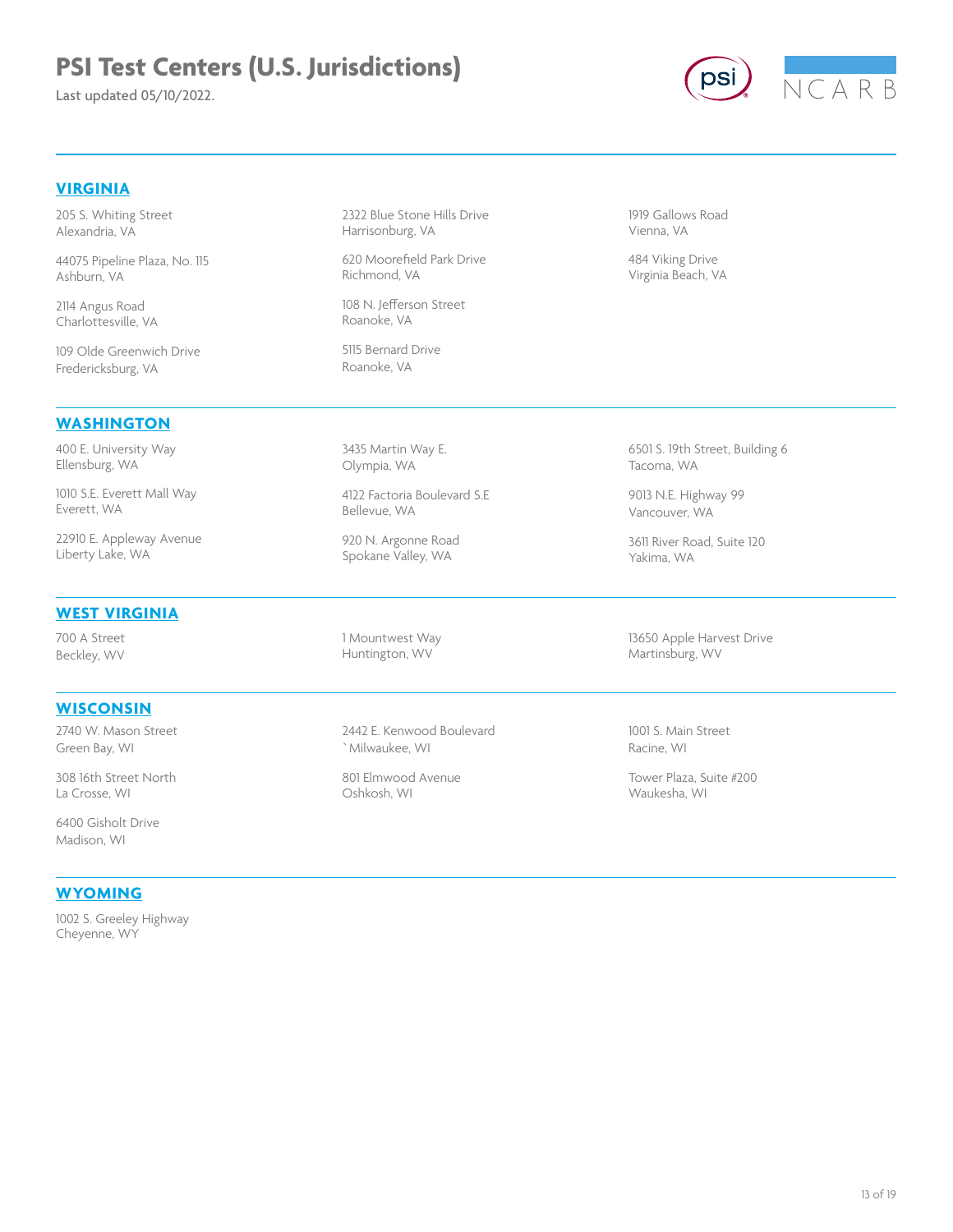# PSI Test Centers (U.S. Jurisdictions)

Last updated 05/10/2022.

## VIRGINIA

205 S. Whiting Street
Alexandria, VA

44075 Pipeline Plaza, No. 115
Ashburn, VA

2114 Angus Road
Charlottesville, VA

109 Olde Greenwich Drive
Fredericksburg, VA

2322 Blue Stone Hills Drive
Harrisonburg, VA

620 Moorefield Park Drive
Richmond, VA

108 N. Jefferson Street
Roanoke, VA

5115 Bernard Drive
Roanoke, VA

1919 Gallows Road
Vienna, VA

484 Viking Drive
Virginia Beach, VA

## WASHINGTON

400 E. University Way
Ellensburg, WA

1010 S.E. Everett Mall Way
Everett, WA

22910 E. Appleway Avenue
Liberty Lake, WA

3435 Martin Way E.
Olympia, WA

4122 Factoria Boulevard S.E
Bellevue, WA

920 N. Argonne Road
Spokane Valley, WA

6501 S. 19th Street, Building 6
Tacoma, WA

9013 N.E. Highway 99
Vancouver, WA

3611 River Road, Suite 120
Yakima, WA

## WEST VIRGINIA

700 A Street
Beckley, WV

1 Mountwest Way
Huntington, WV

13650 Apple Harvest Drive
Martinsburg, WV

## WISCONSIN

2740 W. Mason Street
Green Bay, WI

308 16th Street North
La Crosse, WI

6400 Gisholt Drive
Madison, WI

2442 E. Kenwood Boulevard
`Milwaukee, WI

801 Elmwood Avenue
Oshkosh, WI

1001 S. Main Street
Racine, WI

Tower Plaza, Suite #200
Waukesha, WI

## WYOMING

1002 S. Greeley Highway
Cheyenne, WY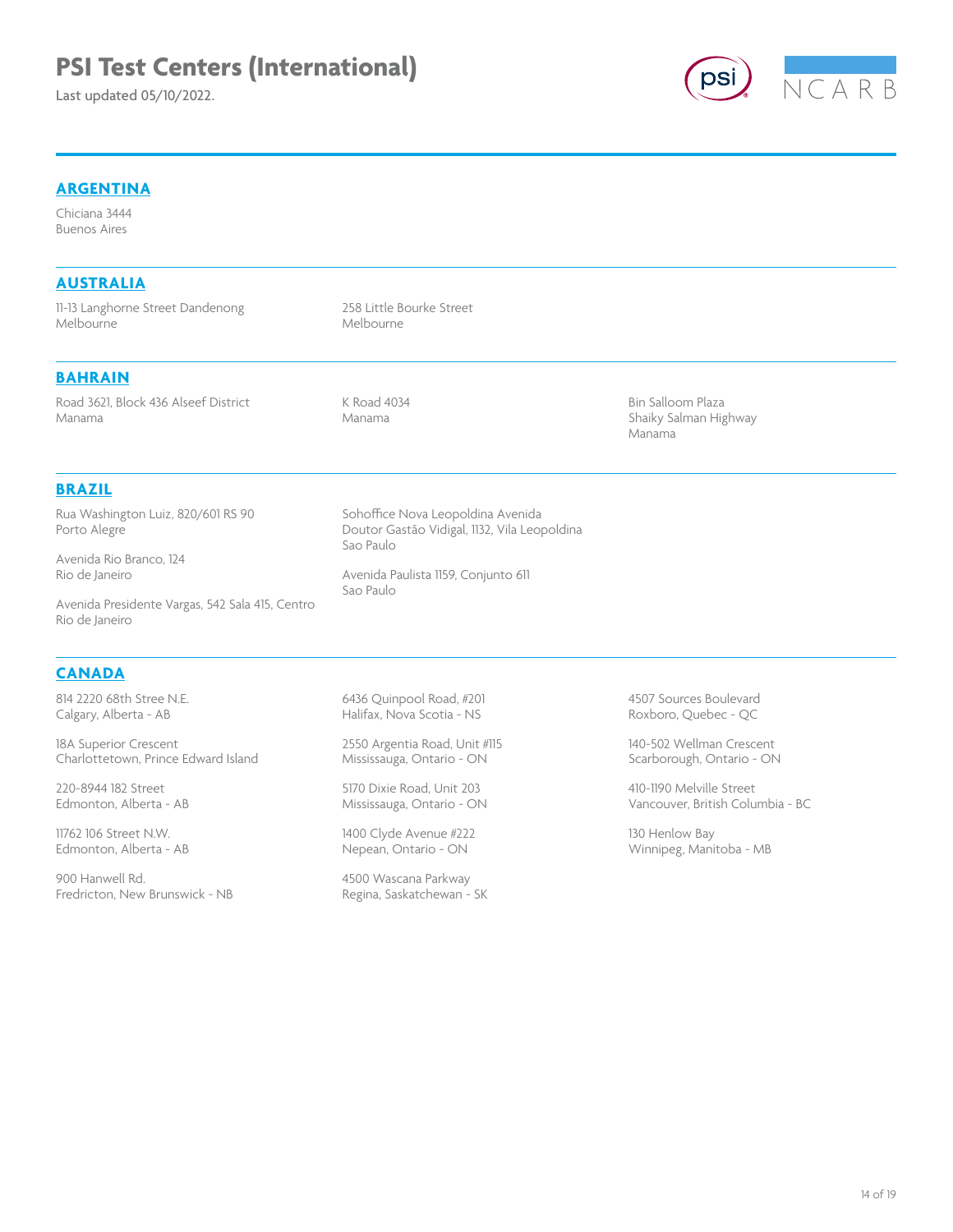# PSI Test Centers (International)

Last updated 05/10/2022.

## ARGENTINA

Chiciana 3444
Buenos Aires

## AUSTRALIA

11-13 Langhorne Street Dandenong
Melbourne

258 Little Bourke Street
Melbourne

## BAHRAIN

Road 3621, Block 436 Alseef District
Manama

K Road 4034
Manama

Bin Salloom Plaza
Shaiky Salman Highway
Manama

## BRAZIL

Rua Washington Luiz, 820/601 RS 90
Porto Alegre

Avenida Rio Branco, 124
Rio de Janeiro

Avenida Presidente Vargas, 542 Sala 415, Centro
Rio de Janeiro

Sohoffice Nova Leopoldina Avenida
Doutor Gastão Vidigal, 1132, Vila Leopoldina
Sao Paulo

Avenida Paulista 1159, Conjunto 611
Sao Paulo

## CANADA

814 2220 68th Stree N.E.
Calgary, Alberta - AB

18A Superior Crescent
Charlottetown, Prince Edward Island

220-8944 182 Street
Edmonton, Alberta - AB

11762 106 Street N.W.
Edmonton, Alberta - AB

900 Hanwell Rd.
Fredricton, New Brunswick - NB

6436 Quinpool Road, #201
Halifax, Nova Scotia - NS

2550 Argentia Road, Unit #115
Mississauga, Ontario - ON

5170 Dixie Road, Unit 203
Mississauga, Ontario - ON

1400 Clyde Avenue #222
Nepean, Ontario - ON

4500 Wascana Parkway
Regina, Saskatchewan - SK

4507 Sources Boulevard
Roxboro, Quebec - QC

140-502 Wellman Crescent
Scarborough, Ontario - ON

410-1190 Melville Street
Vancouver, British Columbia - BC

130 Henlow Bay
Winnipeg, Manitoba - MB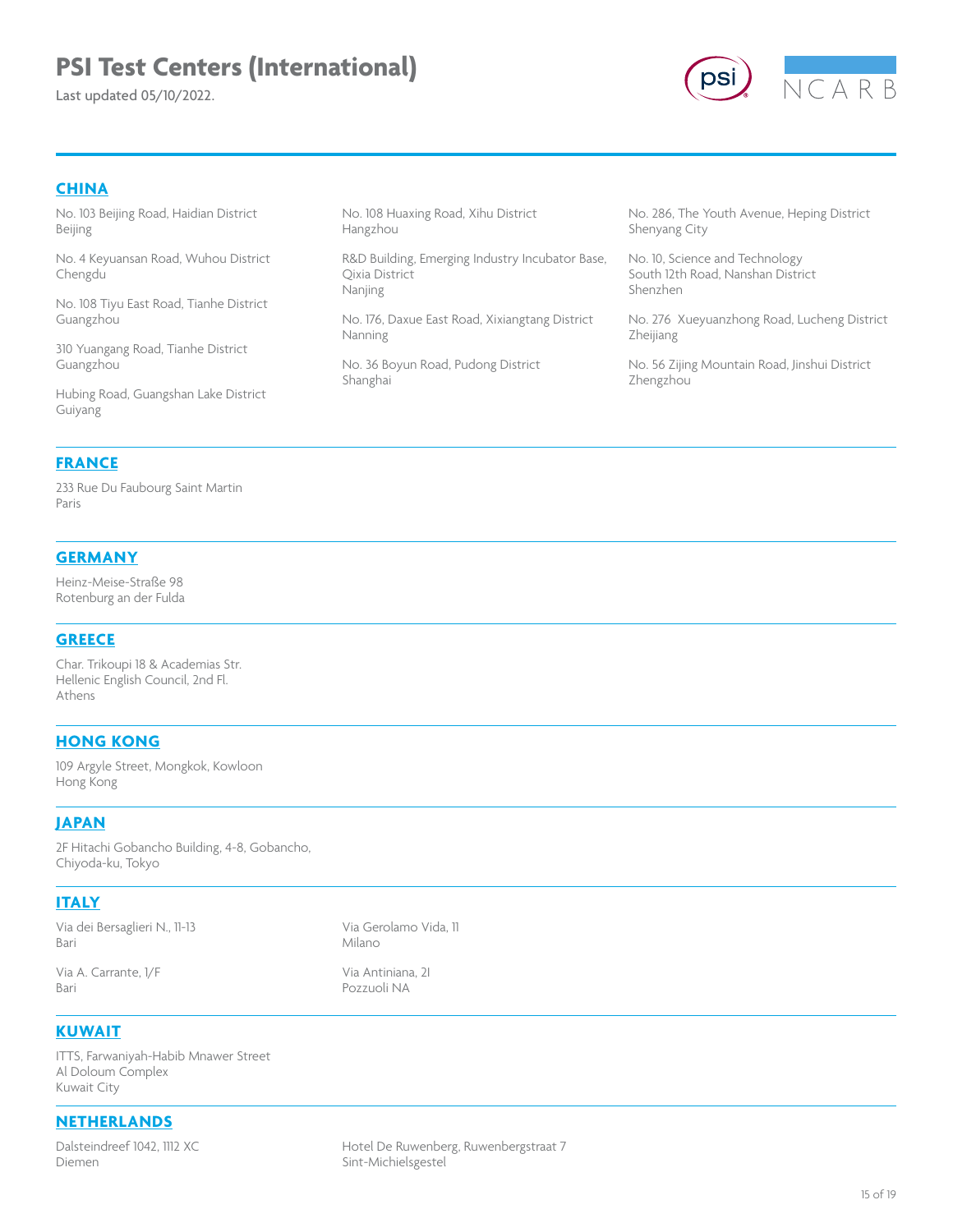# PSI Test Centers (International)

Last updated 05/10/2022.

## CHINA

No. 103 Beijing Road, Haidian District
Beijing

No. 4 Keyuansan Road, Wuhou District
Chengdu

No. 108 Tiyu East Road, Tianhe District
Guangzhou

310 Yuangang Road, Tianhe District
Guangzhou

Hubing Road, Guangshan Lake District
Guiyang

No. 108 Huaxing Road, Xihu District
Hangzhou

R&D Building, Emerging Industry Incubator Base, Qixia District
Nanjing

No. 176, Daxue East Road, Xixiangtang District
Nanning

No. 36 Boyun Road, Pudong District
Shanghai

No. 286, The Youth Avenue, Heping District
Shenyang City

No. 10, Science and Technology
South 12th Road, Nanshan District
Shenzhen

No. 276 Xueyuanzhong Road, Lucheng District
Zheijiang

No. 56 Zijing Mountain Road, Jinshui District
Zhengzhou

## FRANCE

233 Rue Du Faubourg Saint Martin
Paris

## GERMANY

Heinz-Meise-Straße 98
Rotenburg an der Fulda

## GREECE

Char. Trikoupi 18 & Academias Str.
Hellenic English Council, 2nd Fl.
Athens

## HONG KONG

109 Argyle Street, Mongkok, Kowloon
Hong Kong

## JAPAN

2F Hitachi Gobancho Building, 4-8, Gobancho,
Chiyoda-ku, Tokyo

## ITALY

Via dei Bersaglieri N., 11-13
Bari

Via A. Carrante, 1/F
Bari

Via Gerolamo Vida, 11
Milano

Via Antiniana, 2I
Pozzuoli NA

## KUWAIT

ITTS, Farwaniyah-Habib Mnawer Street
Al Doloum Complex
Kuwait City

## NETHERLANDS

Dalsteindreef 1042, 1112 XC
Diemen

Hotel De Ruwenberg, Ruwenbergstraat 7
Sint-Michielsgestel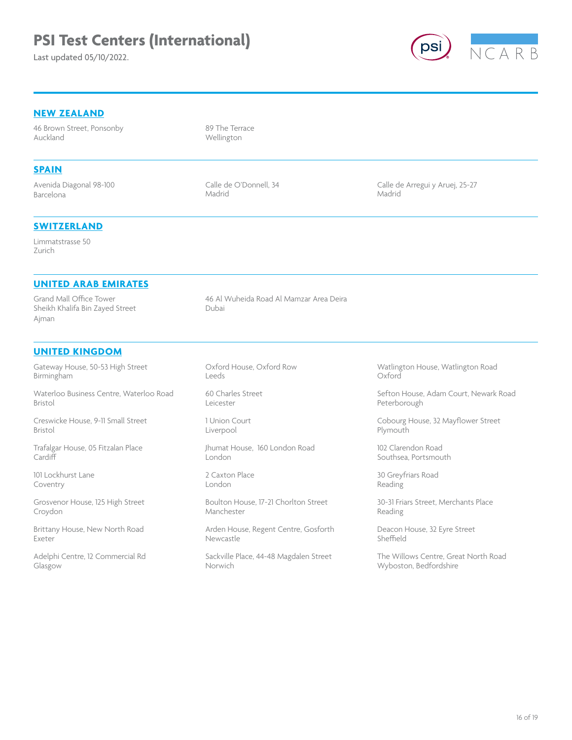# PSI Test Centers (International)

Last updated 05/10/2022.

## NEW ZEALAND

46 Brown Street, Ponsonby
Auckland

89 The Terrace
Wellington

## SPAIN

Avenida Diagonal 98-100
Barcelona

Calle de O'Donnell, 34
Madrid

Calle de Arregui y Aruej, 25-27
Madrid

## SWITZERLAND

Limmatstrasse 50
Zurich

## UNITED ARAB EMIRATES

Grand Mall Office Tower
Sheikh Khalifa Bin Zayed Street
Ajman

46 Al Wuheida Road Al Mamzar Area Deira
Dubai

## UNITED KINGDOM

Gateway House, 50-53 High Street
Birmingham

Waterloo Business Centre, Waterloo Road
Bristol

Creswicke House, 9-11 Small Street
Bristol

Trafalgar House, 05 Fitzalan Place
Cardiff

101 Lockhurst Lane
Coventry

Grosvenor House, 125 High Street
Croydon

Brittany House, New North Road
Exeter

Adelphi Centre, 12 Commercial Rd
Glasgow

Oxford House, Oxford Row
Leeds

60 Charles Street
Leicester

1 Union Court
Liverpool

Jhumat House, 160 London Road
London

2 Caxton Place
London

Boulton House, 17-21 Chorlton Street
Manchester

Arden House, Regent Centre, Gosforth
Newcastle

Sackville Place, 44-48 Magdalen Street
Norwich

Watlington House, Watlington Road
Oxford

Sefton House, Adam Court, Newark Road
Peterborough

Cobourg House, 32 Mayflower Street
Plymouth

102 Clarendon Road
Southsea, Portsmouth

30 Greyfriars Road
Reading

30-31 Friars Street, Merchants Place
Reading

Deacon House, 32 Eyre Street
Sheffield

The Willows Centre, Great North Road
Wyboston, Bedfordshire